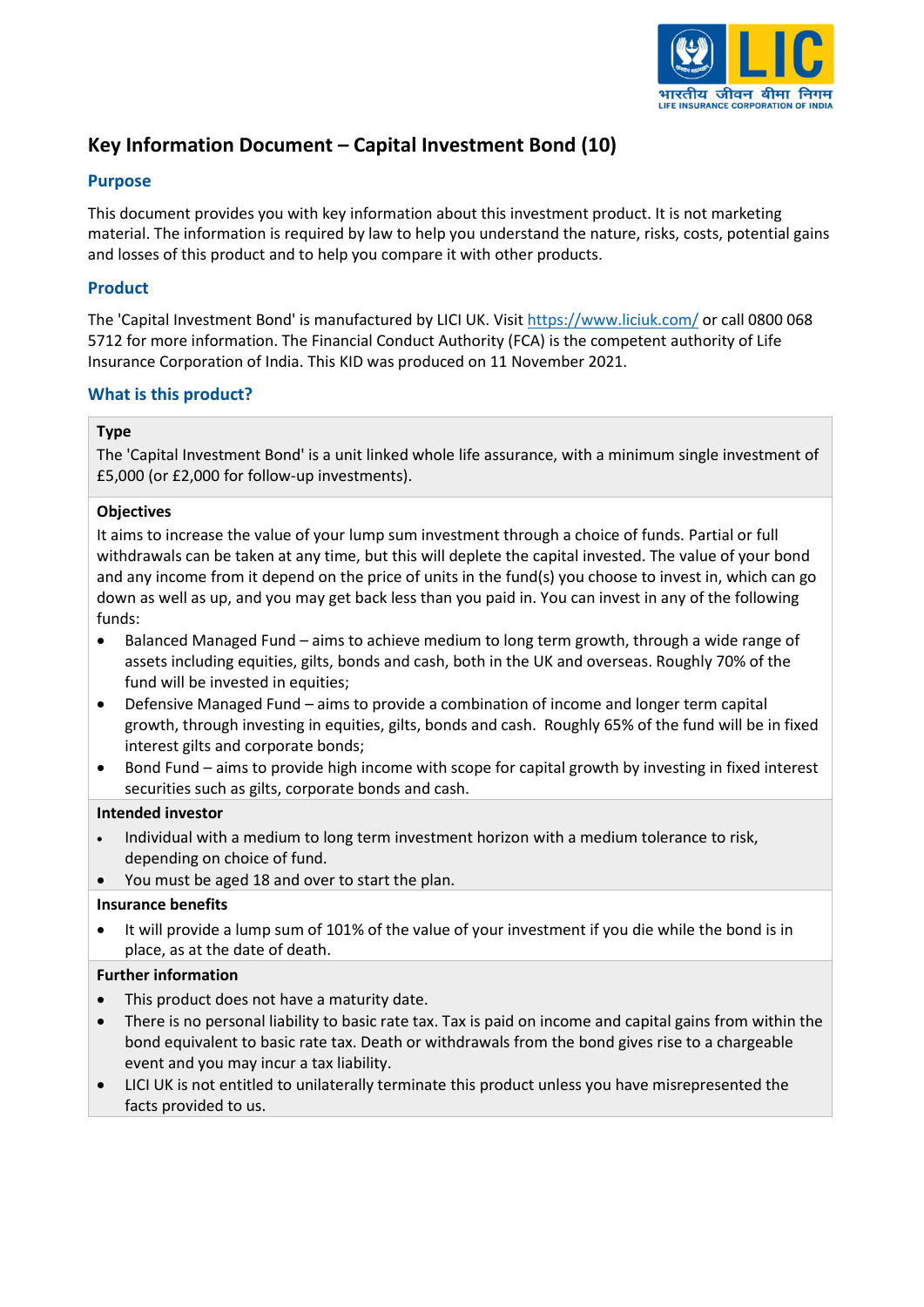# Key Information Document – Capital Investment Bond (10)

## Purpose

This document provides you with key information about this investment product. It is not marketing material. The information is required by law to help you understand the nature, risks, costs, potential gains and losses of this product and to help you compare it with other products.

## Product

The 'Capital Investment Bond' is manufactured by LICI UK. Visit https://www.liciuk.com/ or call 0800 068 5712 for more information. The Financial Conduct Authority (FCA) is the competent authority of Life Insurance Corporation of India. This KID was produced on 11 November 2021.

## What is this product?

### Type

The 'Capital Investment Bond' is a unit linked whole life assurance, with a minimum single investment of £5,000 (or £2,000 for follow-up investments).

### Objectives

It aims to increase the value of your lump sum investment through a choice of funds. Partial or full withdrawals can be taken at any time, but this will deplete the capital invested. The value of your bond and any income from it depend on the price of units in the fund(s) you choose to invest in, which can go down as well as up, and you may get back less than you paid in. You can invest in any of the following funds:

- Balanced Managed Fund – aims to achieve medium to long term growth, through a wide range of assets including equities, gilts, bonds and cash, both in the UK and overseas. Roughly 70% of the fund will be invested in equities;
- Defensive Managed Fund – aims to provide a combination of income and longer term capital growth, through investing in equities, gilts, bonds and cash. Roughly 65% of the fund will be in fixed interest gilts and corporate bonds;
- Bond Fund – aims to provide high income with scope for capital growth by investing in fixed interest securities such as gilts, corporate bonds and cash.

### Intended investor

- Individual with a medium to long term investment horizon with a medium tolerance to risk, depending on choice of fund.
- You must be aged 18 and over to start the plan.

### Insurance benefits

- It will provide a lump sum of 101% of the value of your investment if you die while the bond is in place, as at the date of death.

### Further information

- This product does not have a maturity date.
- There is no personal liability to basic rate tax. Tax is paid on income and capital gains from within the bond equivalent to basic rate tax. Death or withdrawals from the bond gives rise to a chargeable event and you may incur a tax liability.
- LICI UK is not entitled to unilaterally terminate this product unless you have misrepresented the facts provided to us.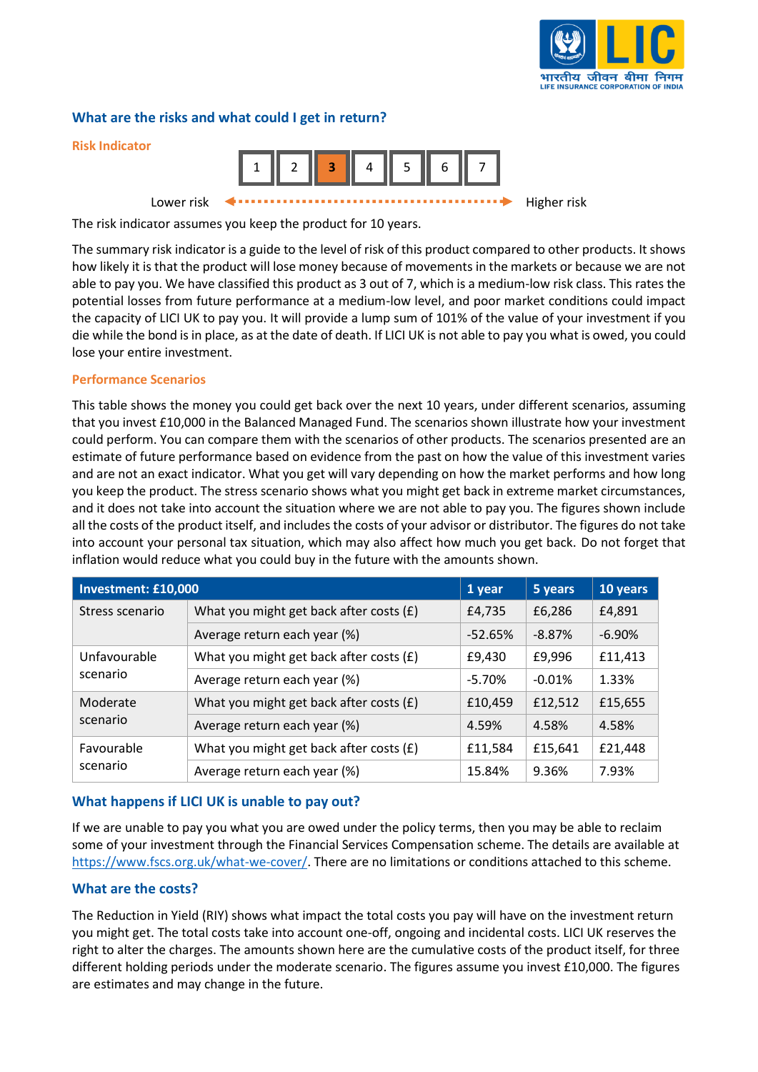## What are the risks and what could I get in return?

### Risk Indicator

| 1 | 2 | **3** | 4 | 5 | 6 | 7 |
|---|---|---|---|---|---|---|

Lower risk ← → Higher risk

The risk indicator assumes you keep the product for 10 years.

The summary risk indicator is a guide to the level of risk of this product compared to other products. It shows how likely it is that the product will lose money because of movements in the markets or because we are not able to pay you. We have classified this product as 3 out of 7, which is a medium-low risk class. This rates the potential losses from future performance at a medium-low level, and poor market conditions could impact the capacity of LICI UK to pay you. It will provide a lump sum of 101% of the value of your investment if you die while the bond is in place, as at the date of death. If LICI UK is not able to pay you what is owed, you could lose your entire investment.

### Performance Scenarios

This table shows the money you could get back over the next 10 years, under different scenarios, assuming that you invest £10,000 in the Balanced Managed Fund. The scenarios shown illustrate how your investment could perform. You can compare them with the scenarios of other products. The scenarios presented are an estimate of future performance based on evidence from the past on how the value of this investment varies and are not an exact indicator. What you get will vary depending on how the market performs and how long you keep the product. The stress scenario shows what you might get back in extreme market circumstances, and it does not take into account the situation where we are not able to pay you. The figures shown include all the costs of the product itself, and includes the costs of your advisor or distributor. The figures do not take into account your personal tax situation, which may also affect how much you get back. Do not forget that inflation would reduce what you could buy in the future with the amounts shown.

| Investment: £10,000 | | 1 year | 5 years | 10 years |
|---|---|---|---|---|
| Stress scenario | What you might get back after costs (£) | £4,735 | £6,286 | £4,891 |
| | Average return each year (%) | -52.65% | -8.87% | -6.90% |
| Unfavourable scenario | What you might get back after costs (£) | £9,430 | £9,996 | £11,413 |
| | Average return each year (%) | -5.70% | -0.01% | 1.33% |
| Moderate scenario | What you might get back after costs (£) | £10,459 | £12,512 | £15,655 |
| | Average return each year (%) | 4.59% | 4.58% | 4.58% |
| Favourable scenario | What you might get back after costs (£) | £11,584 | £15,641 | £21,448 |
| | Average return each year (%) | 15.84% | 9.36% | 7.93% |

## What happens if LICI UK is unable to pay out?

If we are unable to pay you what you are owed under the policy terms, then you may be able to reclaim some of your investment through the Financial Services Compensation scheme. The details are available at https://www.fscs.org.uk/what-we-cover/. There are no limitations or conditions attached to this scheme.

## What are the costs?

The Reduction in Yield (RIY) shows what impact the total costs you pay will have on the investment return you might get. The total costs take into account one-off, ongoing and incidental costs. LICI UK reserves the right to alter the charges. The amounts shown here are the cumulative costs of the product itself, for three different holding periods under the moderate scenario. The figures assume you invest £10,000. The figures are estimates and may change in the future.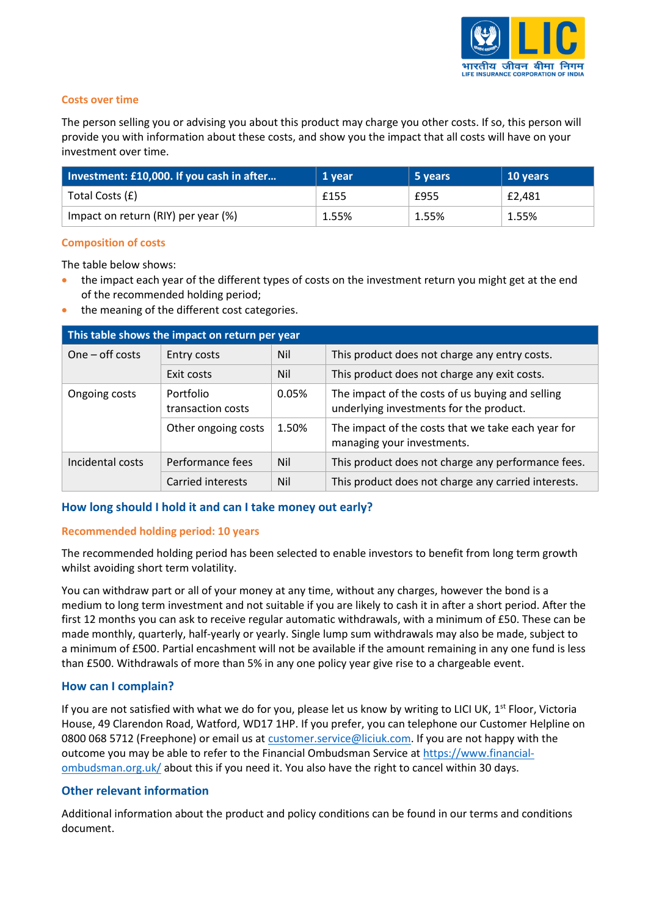### Costs over time

The person selling you or advising you about this product may charge you other costs. If so, this person will provide you with information about these costs, and show you the impact that all costs will have on your investment over time.

| Investment: £10,000. If you cash in after… | 1 year | 5 years | 10 years |
|---|---|---|---|
| Total Costs (£) | £155 | £955 | £2,481 |
| Impact on return (RIY) per year (%) | 1.55% | 1.55% | 1.55% |

### Composition of costs

The table below shows:

- the impact each year of the different types of costs on the investment return you might get at the end of the recommended holding period;
- the meaning of the different cost categories.

| This table shows the impact on return per year | | | |
|---|---|---|---|
| One – off costs | Entry costs | Nil | This product does not charge any entry costs. |
| | Exit costs | Nil | This product does not charge any exit costs. |
| Ongoing costs | Portfolio transaction costs | 0.05% | The impact of the costs of us buying and selling underlying investments for the product. |
| | Other ongoing costs | 1.50% | The impact of the costs that we take each year for managing your investments. |
| Incidental costs | Performance fees | Nil | This product does not charge any performance fees. |
| | Carried interests | Nil | This product does not charge any carried interests. |

## How long should I hold it and can I take money out early?

### Recommended holding period: 10 years

The recommended holding period has been selected to enable investors to benefit from long term growth whilst avoiding short term volatility.

You can withdraw part or all of your money at any time, without any charges, however the bond is a medium to long term investment and not suitable if you are likely to cash it in after a short period. After the first 12 months you can ask to receive regular automatic withdrawals, with a minimum of £50. These can be made monthly, quarterly, half-yearly or yearly. Single lump sum withdrawals may also be made, subject to a minimum of £500. Partial encashment will not be available if the amount remaining in any one fund is less than £500. Withdrawals of more than 5% in any one policy year give rise to a chargeable event.

## How can I complain?

If you are not satisfied with what we do for you, please let us know by writing to LICI UK, 1st Floor, Victoria House, 49 Clarendon Road, Watford, WD17 1HP. If you prefer, you can telephone our Customer Helpline on 0800 068 5712 (Freephone) or email us at customer.service@liciuk.com. If you are not happy with the outcome you may be able to refer to the Financial Ombudsman Service at https://www.financial-ombudsman.org.uk/ about this if you need it. You also have the right to cancel within 30 days.

## Other relevant information

Additional information about the product and policy conditions can be found in our terms and conditions document.